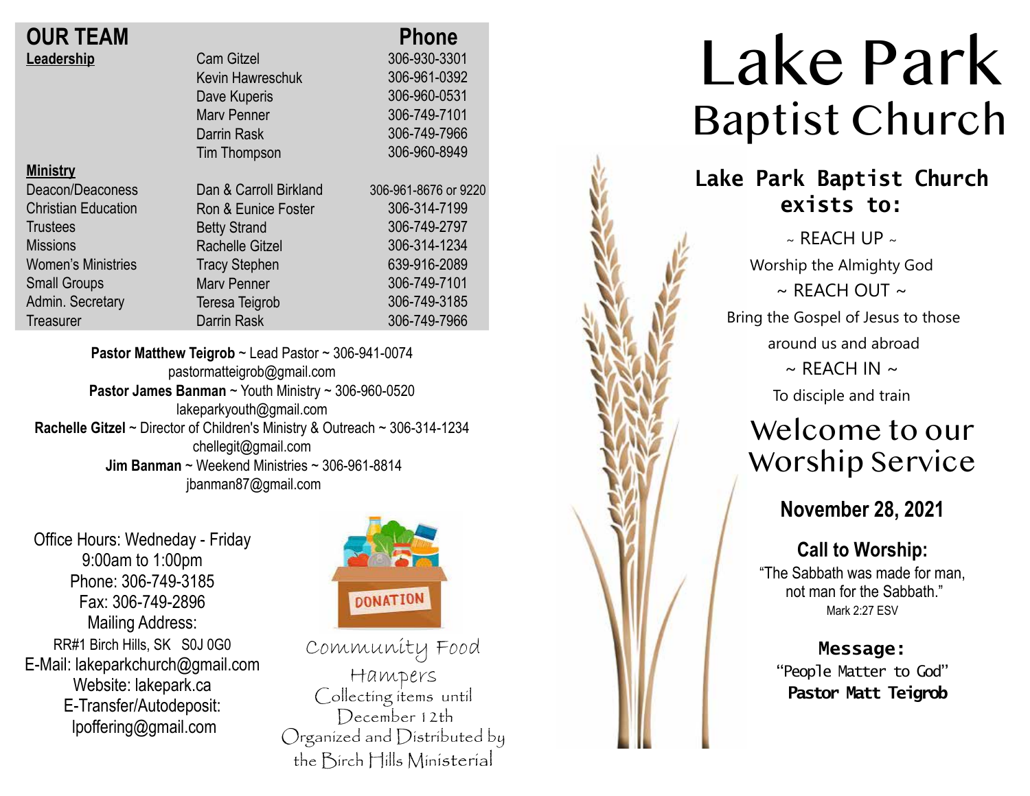## OUR TEAM

| | | Phone |
|---|---|---|
| **Leadership** | Cam Gitzel | 306-930-3301 |
| | Kevin Hawreschuk | 306-961-0392 |
| | Dave Kuperis | 306-960-0531 |
| | Marv Penner | 306-749-7101 |
| | Darrin Rask | 306-749-7966 |
| | Tim Thompson | 306-960-8949 |
| **Ministry** | | |
| Deacon/Deaconess | Dan & Carroll Birkland | 306-961-8676 or 9220 |
| Christian Education | Ron & Eunice Foster | 306-314-7199 |
| Trustees | Betty Strand | 306-749-2797 |
| Missions | Rachelle Gitzel | 306-314-1234 |
| Women's Ministries | Tracy Stephen | 639-916-2089 |
| Small Groups | Marv Penner | 306-749-7101 |
| Admin. Secretary | Teresa Teigrob | 306-749-3185 |
| Treasurer | Darrin Rask | 306-749-7966 |

**Pastor Matthew Teigrob** ~ Lead Pastor ~ 306-941-0074
pastormatteigrob@gmail.com
**Pastor James Banman** ~ Youth Ministry ~ 306-960-0520
lakeparkyouth@gmail.com
**Rachelle Gitzel** ~ Director of Children's Ministry & Outreach ~ 306-314-1234
chellegit@gmail.com
**Jim Banman** ~ Weekend Ministries ~ 306-961-8814
jbanman87@gmail.com

Office Hours: Wedneday - Friday
9:00am to 1:00pm
Phone: 306-749-3185
Fax: 306-749-2896
Mailing Address:
RR#1 Birch Hills, SK S0J 0G0
E-Mail: lakeparkchurch@gmail.com
Website: lakepark.ca
E-Transfer/Autodeposit:
lpoffering@gmail.com

DONATION

Community Food Hampers
Collecting items until December 12th
Organized and Distributed by the Birch Hills Ministerial

# Lake Park Baptist Church

**Lake Park Baptist Church exists to:**

~ REACH UP ~
Worship the Almighty God
~ REACH OUT ~
Bring the Gospel of Jesus to those around us and abroad
~ REACH IN ~
To disciple and train

## Welcome to our Worship Service

**November 28, 2021**

**Call to Worship:**
"The Sabbath was made for man, not man for the Sabbath."
Mark 2:27 ESV

**Message:**
"People Matter to God"
**Pastor Matt Teigrob**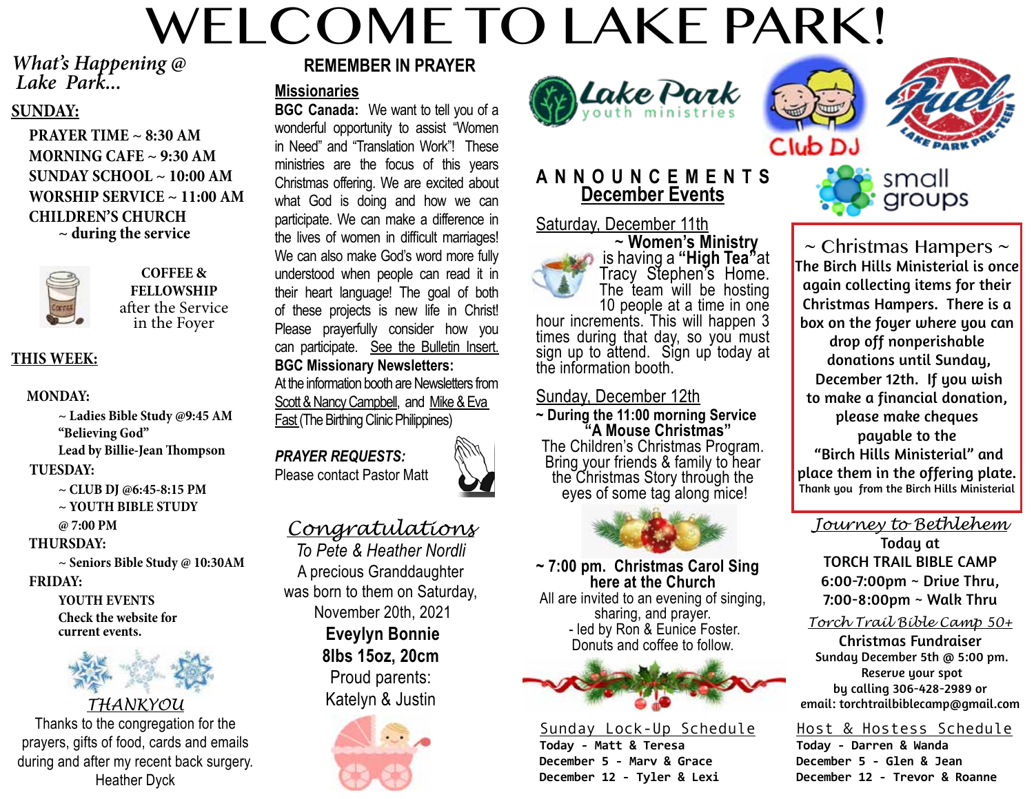# WELCOME TO LAKE PARK!

*What's Happening @ Lake Park...*

## SUNDAY:

PRAYER TIME ~ 8:30 AM
MORNING CAFE ~ 9:30 AM
SUNDAY SCHOOL ~ 10:00 AM
WORSHIP SERVICE ~ 11:00 AM
CHILDREN'S CHURCH ~ during the service

**COFFEE & FELLOWSHIP**
after the Service in the Foyer

## THIS WEEK:

**MONDAY:**
~ Ladies Bible Study @9:45 AM
"Believing God"
Lead by Billie-Jean Thompson

**TUESDAY:**
~ CLUB DJ @6:45-8:15 PM
~ YOUTH BIBLE STUDY @ 7:00 PM

**THURSDAY:**
~ Seniors Bible Study @ 10:30AM

**FRIDAY:**
YOUTH EVENTS
Check the website for current events.

*THANKYOU*

Thanks to the congregation for the prayers, gifts of food, cards and emails during and after my recent back surgery.
Heather Dyck

## REMEMBER IN PRAYER

**Missionaries**

**BGC Canada:** We want to tell you of a wonderful opportunity to assist "Women in Need" and "Translation Work"! These ministries are the focus of this years Christmas offering. We are excited about what God is doing and how we can participate. We can make a difference in the lives of women in difficult marriages! We can also make God's word more fully understood when people can read it in their heart language! The goal of both of these projects is new life in Christ! Please prayerfully consider how you can participate. See the Bulletin Insert.

**BGC Missionary Newsletters:**
At the information booth are Newsletters from Scott & Nancy Campbell, and Mike & Eva Fast (The Birthing Clinic Philippines)

***PRAYER REQUESTS:***
Please contact Pastor Matt

*Congratulations*

*To Pete & Heather Nordli*
A precious Granddaughter was born to them on Saturday, November 20th, 2021
**Eveylyn Bonnie**
**8lbs 15oz, 20cm**
Proud parents:
Katelyn & Justin

Lake Park youth ministries — Club DJ — Fuel Lake Park Pre-Teen — small groups

## ANNOUNCEMENTS
## December Events

**Saturday, December 11th**

**~ Women's Ministry** is having a **"High Tea"** at Tracy Stephen's Home. The team will be hosting 10 people at a time in one hour increments. This will happen 3 times during that day, so you must sign up to attend. Sign up today at the information booth.

**Sunday, December 12th**

**~ During the 11:00 morning Service**
**"A Mouse Christmas"**
The Children's Christmas Program. Bring your friends & family to hear the Christmas Story through the eyes of some tag along mice!

**~ 7:00 pm. Christmas Carol Sing here at the Church**
All are invited to an evening of singing, sharing, and prayer.
- led by Ron & Eunice Foster.
Donuts and coffee to follow.

**~ Christmas Hampers ~**

The Birch Hills Ministerial is once again collecting items for their Christmas Hampers. There is a box on the foyer where you can drop off nonperishable donations until Sunday, December 12th. If you wish to make a financial donation, please make cheques payable to the "Birch Hills Ministerial" and place them in the offering plate.
Thank you from the Birch Hills Ministerial

*Journey to Bethlehem*

Today at
TORCH TRAIL BIBLE CAMP
6:00-7:00pm ~ Drive Thru,
7:00-8:00pm ~ Walk Thru

*Torch Trail Bible Camp 50+*

**Christmas Fundraiser**
Sunday December 5th @ 5:00 pm.
Reserve your spot by calling 306-428-2989 or email: torchtrailbiblecamp@gmail.com

**Sunday Lock-Up Schedule**

Today - Matt & Teresa
December 5 - Marv & Grace
December 12 - Tyler & Lexi

**Host & Hostess Schedule**

Today - Darren & Wanda
December 5 - Glen & Jean
December 12 - Trevor & Roanne